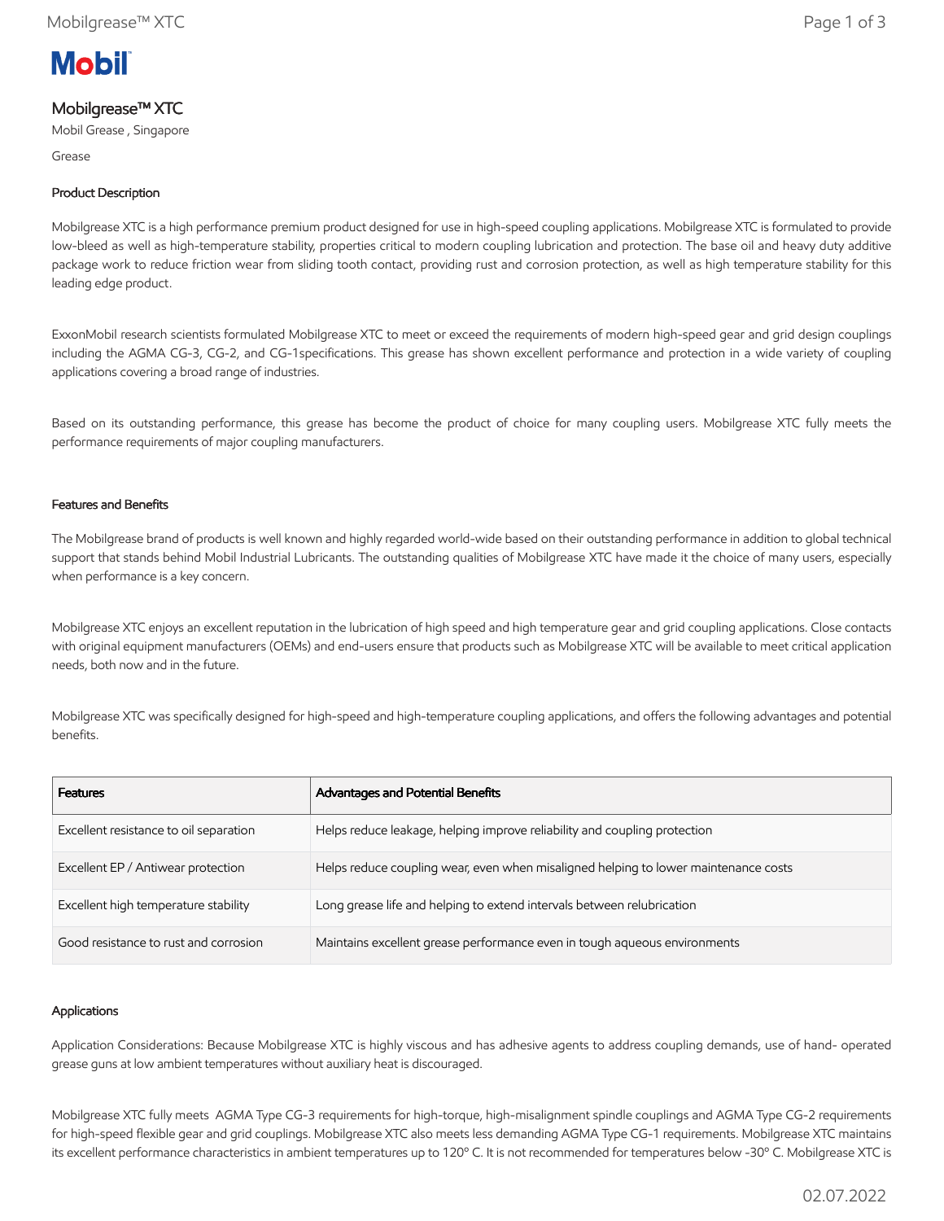# Mobilgrease™ XTC

Mobil Grease , Singapore

Grease

## Product Description

Mobilgrease XTC is a high performance premium product designed for use in high-speed coupling applications. Mobilgrease XTC is formulated to provide low-bleed as well as high-temperature stability, properties critical to modern coupling lubrication and protection. The base oil and heavy duty additive package work to reduce friction wear from sliding tooth contact, providing rust and corrosion protection, as well as high temperature stability for this leading edge product.

ExxonMobil research scientists formulated Mobilgrease XTC to meet or exceed the requirements of modern high-speed gear and grid design couplings including the AGMA CG-3, CG-2, and CG-1specifications. This grease has shown excellent performance and protection in a wide variety of coupling applications covering a broad range of industries.

Based on its outstanding performance, this grease has become the product of choice for many coupling users. Mobilgrease XTC fully meets the performance requirements of major coupling manufacturers.

## Features and Benefits

The Mobilgrease brand of products is well known and highly regarded world-wide based on their outstanding performance in addition to global technical support that stands behind Mobil Industrial Lubricants. The outstanding qualities of Mobilgrease XTC have made it the choice of many users, especially when performance is a key concern.

Mobilgrease XTC enjoys an excellent reputation in the lubrication of high speed and high temperature gear and grid coupling applications. Close contacts with original equipment manufacturers (OEMs) and end-users ensure that products such as Mobilgrease XTC will be available to meet critical application needs, both now and in the future.

Mobilgrease XTC was specifically designed for high-speed and high-temperature coupling applications, and offers the following advantages and potential benefits.

| Features | Advantages and Potential Benefits |
| --- | --- |
| Excellent resistance to oil separation | Helps reduce leakage, helping improve reliability and coupling protection |
| Excellent EP / Antiwear protection | Helps reduce coupling wear, even when misaligned helping to lower maintenance costs |
| Excellent high temperature stability | Long grease life and helping to extend intervals between relubrication |
| Good resistance to rust and corrosion | Maintains excellent grease performance even in tough aqueous environments |

## Applications

Application Considerations: Because Mobilgrease XTC is highly viscous and has adhesive agents to address coupling demands, use of hand- operated grease guns at low ambient temperatures without auxiliary heat is discouraged.

Mobilgrease XTC fully meets AGMA Type CG-3 requirements for high-torque, high-misalignment spindle couplings and AGMA Type CG-2 requirements for high-speed flexible gear and grid couplings. Mobilgrease XTC also meets less demanding AGMA Type CG-1 requirements. Mobilgrease XTC maintains its excellent performance characteristics in ambient temperatures up to 120º C. It is not recommended for temperatures below -30º C. Mobilgrease XTC is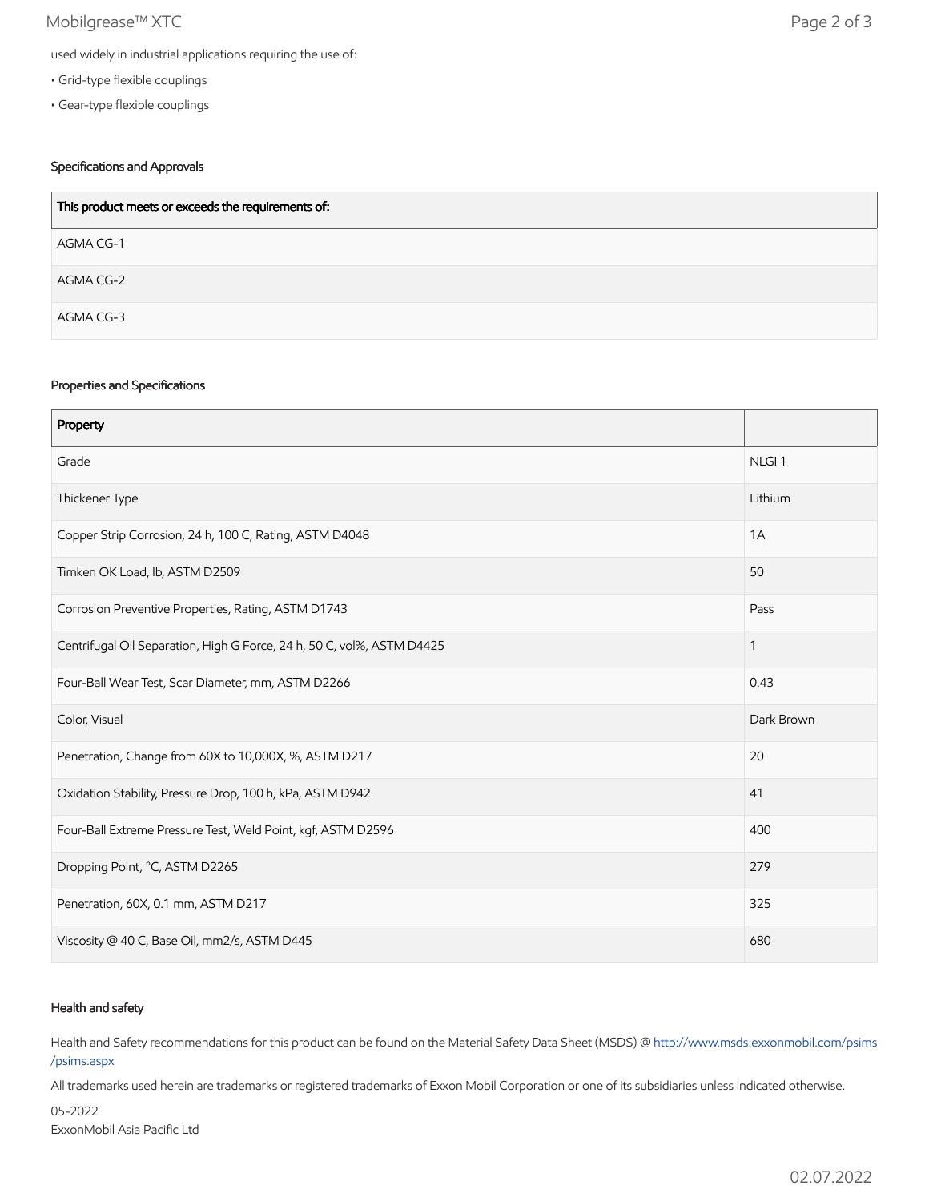used widely in industrial applications requiring the use of:

- Grid-type flexible couplings
- Gear-type flexible couplings

### Specifications and Approvals

| This product meets or exceeds the requirements of: |
|---|
| AGMA CG-1 |
| AGMA CG-2 |
| AGMA CG-3 |

### Properties and Specifications

| Property | |
|---|---|
| Grade | NLGI 1 |
| Thickener Type | Lithium |
| Copper Strip Corrosion, 24 h, 100 C, Rating, ASTM D4048 | 1A |
| Timken OK Load, lb, ASTM D2509 | 50 |
| Corrosion Preventive Properties, Rating, ASTM D1743 | Pass |
| Centrifugal Oil Separation, High G Force, 24 h, 50 C, vol%, ASTM D4425 | 1 |
| Four-Ball Wear Test, Scar Diameter, mm, ASTM D2266 | 0.43 |
| Color, Visual | Dark Brown |
| Penetration, Change from 60X to 10,000X, %, ASTM D217 | 20 |
| Oxidation Stability, Pressure Drop, 100 h, kPa, ASTM D942 | 41 |
| Four-Ball Extreme Pressure Test, Weld Point, kgf, ASTM D2596 | 400 |
| Dropping Point, °C, ASTM D2265 | 279 |
| Penetration, 60X, 0.1 mm, ASTM D217 | 325 |
| Viscosity @ 40 C, Base Oil, mm2/s, ASTM D445 | 680 |

### Health and safety

Health and Safety recommendations for this product can be found on the Material Safety Data Sheet (MSDS) @ http://www.msds.exxonmobil.com/psims/psims.aspx

All trademarks used herein are trademarks or registered trademarks of Exxon Mobil Corporation or one of its subsidiaries unless indicated otherwise.

05-2022
ExxonMobil Asia Pacific Ltd

02.07.2022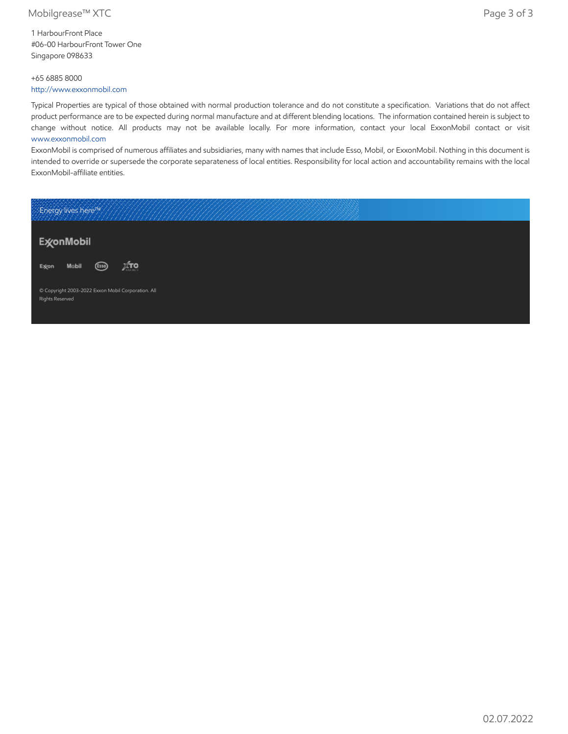1 HarbourFront Place
#06-00 HarbourFront Tower One
Singapore 098633

+65 6885 8000
http://www.exxonmobil.com

Typical Properties are typical of those obtained with normal production tolerance and do not constitute a specification. Variations that do not affect product performance are to be expected during normal manufacture and at different blending locations. The information contained herein is subject to change without notice. All products may not be available locally. For more information, contact your local ExxonMobil contact or visit www.exxonmobil.com

ExxonMobil is comprised of numerous affiliates and subsidiaries, many with names that include Esso, Mobil, or ExxonMobil. Nothing in this document is intended to override or supersede the corporate separateness of local entities. Responsibility for local action and accountability remains with the local ExxonMobil-affiliate entities.

Energy lives here™

ExxonMobil

Exxon Mobil Esso XTO

© Copyright 2003-2022 Exxon Mobil Corporation. All Rights Reserved

02.07.2022